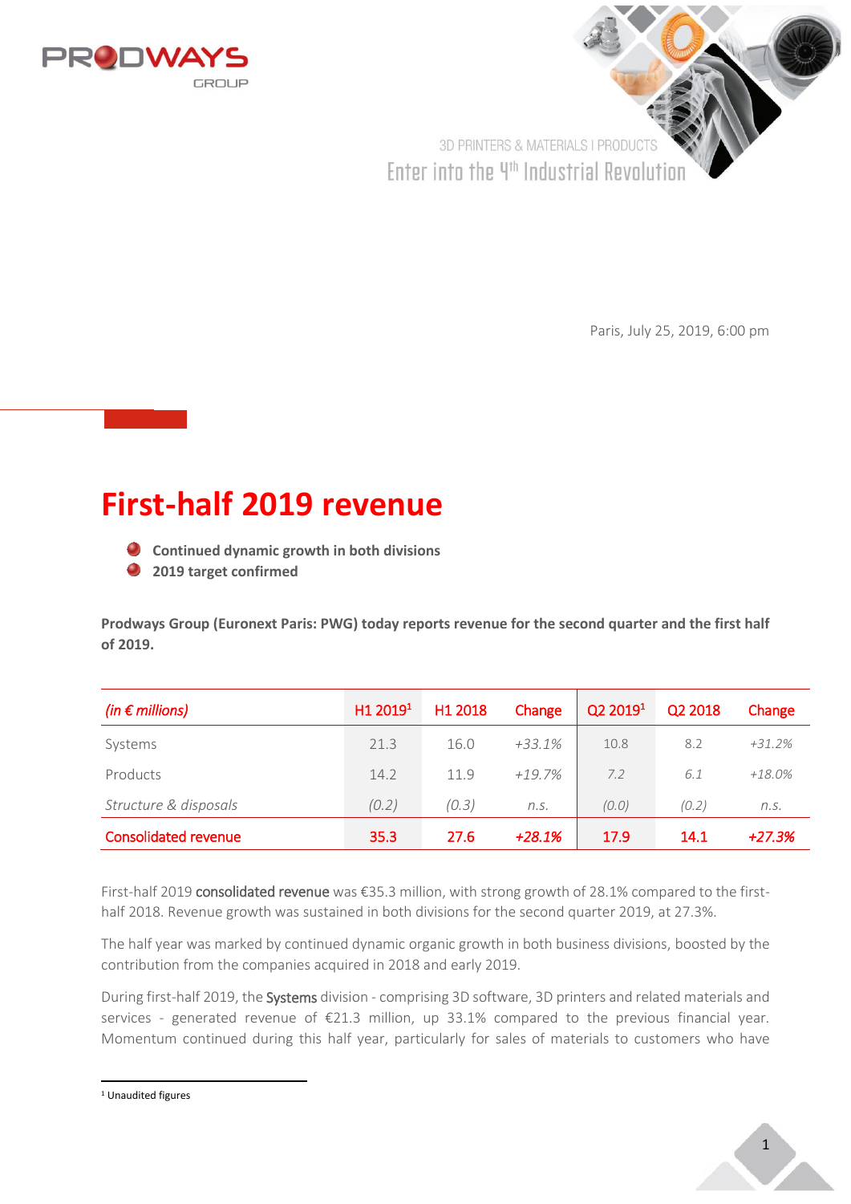PRODWAYS GROUP

3D PRINTERS & MATERIALS | PRODUCTS

Enter into the 4th Industrial Revolution

Paris, July 25, 2019, 6:00 pm

# First-half 2019 revenue

- **Continued dynamic growth in both divisions**
- **2019 target confirmed**

**Prodways Group (Euronext Paris: PWG) today reports revenue for the second quarter and the first half of 2019.**

| *(in € millions)* | H1 2019[1] | H1 2018 | Change | Q2 2019[1] | Q2 2018 | Change |
|---|---|---|---|---|---|---|
| Systems | 21.3 | 16.0 | *+33.1%* | 10.8 | 8.2 | *+31.2%* |
| Products | 14.2 | 11.9 | *+19.7%* | *7.2* | *6.1* | *+18.0%* |
| *Structure & disposals* | *(0.2)* | *(0.3)* | *n.s.* | *(0.0)* | *(0.2)* | *n.s.* |
| Consolidated revenue | 35.3 | 27.6 | *+28.1%* | 17.9 | 14.1 | *+27.3%* |

First-half 2019 **consolidated revenue** was €35.3 million, with strong growth of 28.1% compared to the first-half 2018. Revenue growth was sustained in both divisions for the second quarter 2019, at 27.3%.

The half year was marked by continued dynamic organic growth in both business divisions, boosted by the contribution from the companies acquired in 2018 and early 2019.

During first-half 2019, the **Systems** division - comprising 3D software, 3D printers and related materials and services - generated revenue of €21.3 million, up 33.1% compared to the previous financial year. Momentum continued during this half year, particularly for sales of materials to customers who have

[1] Unaudited figures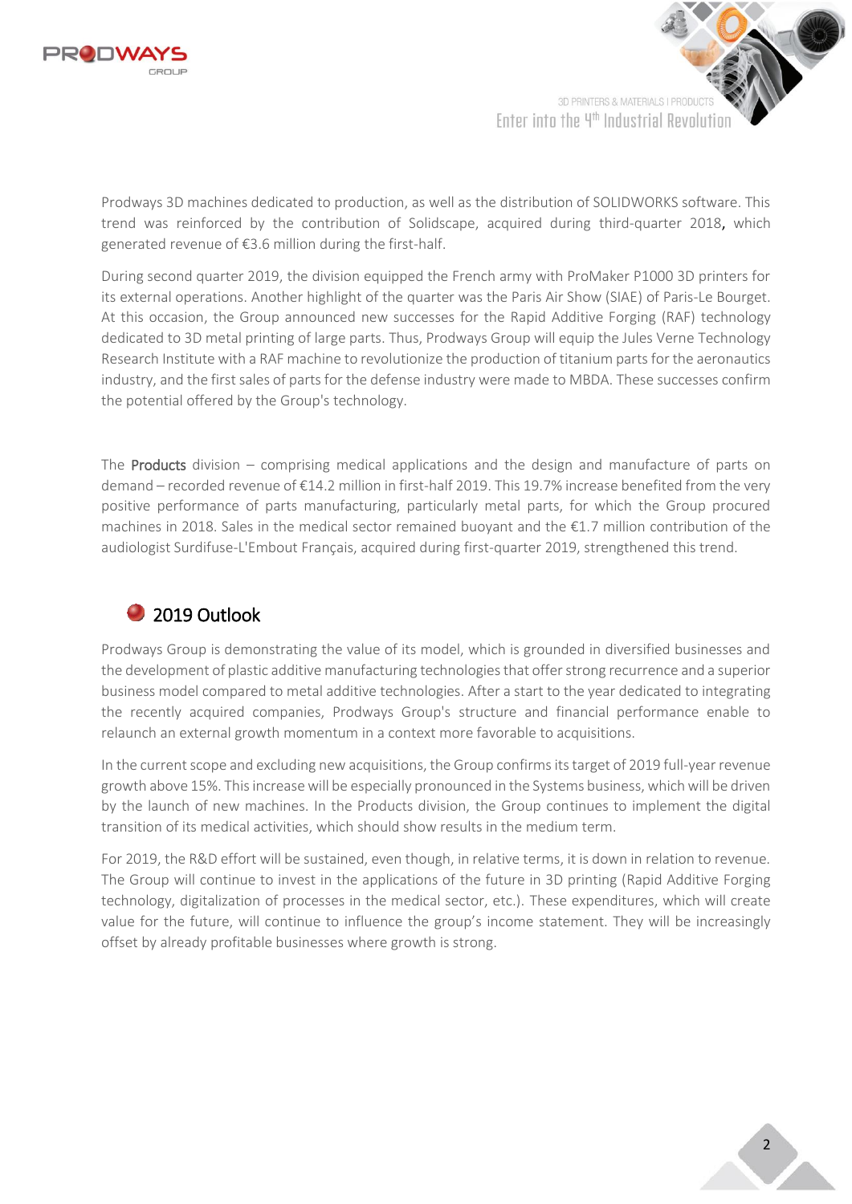Prodways 3D machines dedicated to production, as well as the distribution of SOLIDWORKS software. This trend was reinforced by the contribution of Solidscape, acquired during third-quarter 2018, which generated revenue of €3.6 million during the first-half.

During second quarter 2019, the division equipped the French army with ProMaker P1000 3D printers for its external operations. Another highlight of the quarter was the Paris Air Show (SIAE) of Paris-Le Bourget. At this occasion, the Group announced new successes for the Rapid Additive Forging (RAF) technology dedicated to 3D metal printing of large parts. Thus, Prodways Group will equip the Jules Verne Technology Research Institute with a RAF machine to revolutionize the production of titanium parts for the aeronautics industry, and the first sales of parts for the defense industry were made to MBDA. These successes confirm the potential offered by the Group's technology.

The **Products** division – comprising medical applications and the design and manufacture of parts on demand – recorded revenue of €14.2 million in first-half 2019. This 19.7% increase benefited from the very positive performance of parts manufacturing, particularly metal parts, for which the Group procured machines in 2018. Sales in the medical sector remained buoyant and the €1.7 million contribution of the audiologist Surdifuse-L'Embout Français, acquired during first-quarter 2019, strengthened this trend.

## 2019 Outlook

Prodways Group is demonstrating the value of its model, which is grounded in diversified businesses and the development of plastic additive manufacturing technologies that offer strong recurrence and a superior business model compared to metal additive technologies. After a start to the year dedicated to integrating the recently acquired companies, Prodways Group's structure and financial performance enable to relaunch an external growth momentum in a context more favorable to acquisitions.

In the current scope and excluding new acquisitions, the Group confirms its target of 2019 full-year revenue growth above 15%. This increase will be especially pronounced in the Systems business, which will be driven by the launch of new machines. In the Products division, the Group continues to implement the digital transition of its medical activities, which should show results in the medium term.

For 2019, the R&D effort will be sustained, even though, in relative terms, it is down in relation to revenue. The Group will continue to invest in the applications of the future in 3D printing (Rapid Additive Forging technology, digitalization of processes in the medical sector, etc.). These expenditures, which will create value for the future, will continue to influence the group's income statement. They will be increasingly offset by already profitable businesses where growth is strong.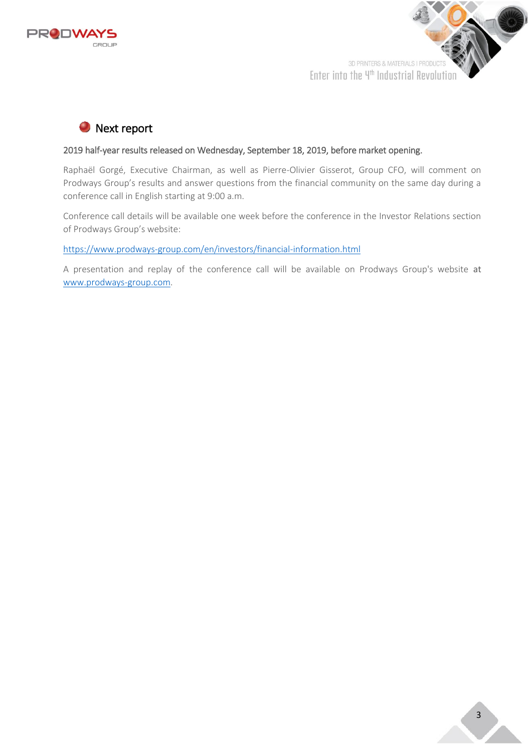## Next report

2019 half-year results released on Wednesday, September 18, 2019, before market opening.

Raphaël Gorgé, Executive Chairman, as well as Pierre-Olivier Gisserot, Group CFO, will comment on Prodways Group's results and answer questions from the financial community on the same day during a conference call in English starting at 9:00 a.m.

Conference call details will be available one week before the conference in the Investor Relations section of Prodways Group's website:

https://www.prodways-group.com/en/investors/financial-information.html

A presentation and replay of the conference call will be available on Prodways Group's website at www.prodways-group.com.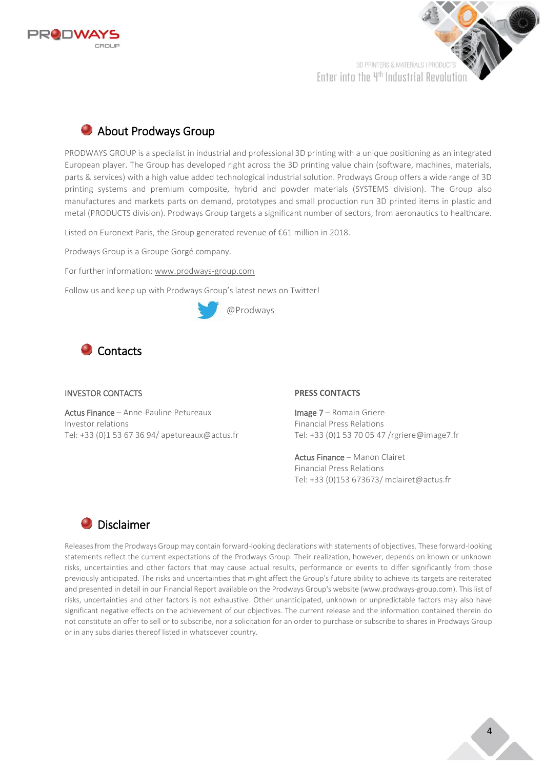## About Prodways Group

PRODWAYS GROUP is a specialist in industrial and professional 3D printing with a unique positioning as an integrated European player. The Group has developed right across the 3D printing value chain (software, machines, materials, parts & services) with a high value added technological industrial solution. Prodways Group offers a wide range of 3D printing systems and premium composite, hybrid and powder materials (SYSTEMS division). The Group also manufactures and markets parts on demand, prototypes and small production run 3D printed items in plastic and metal (PRODUCTS division). Prodways Group targets a significant number of sectors, from aeronautics to healthcare.

Listed on Euronext Paris, the Group generated revenue of €61 million in 2018.

Prodways Group is a Groupe Gorgé company.

For further information: www.prodways-group.com

Follow us and keep up with Prodways Group's latest news on Twitter!

@Prodways

## Contacts

INVESTOR CONTACTS

Actus Finance – Anne-Pauline Petureaux
Investor relations
Tel: +33 (0)1 53 67 36 94/ apetureaux@actus.fr

**PRESS CONTACTS**

Image 7 – Romain Griere
Financial Press Relations
Tel: +33 (0)1 53 70 05 47 /rgriere@image7.fr

Actus Finance – Manon Clairet
Financial Press Relations
Tel: +33 (0)153 673673/ mclairet@actus.fr

## Disclaimer

Releases from the Prodways Group may contain forward-looking declarations with statements of objectives. These forward-looking statements reflect the current expectations of the Prodways Group. Their realization, however, depends on known or unknown risks, uncertainties and other factors that may cause actual results, performance or events to differ significantly from those previously anticipated. The risks and uncertainties that might affect the Group's future ability to achieve its targets are reiterated and presented in detail in our Financial Report available on the Prodways Group's website (www.prodways-group.com). This list of risks, uncertainties and other factors is not exhaustive. Other unanticipated, unknown or unpredictable factors may also have significant negative effects on the achievement of our objectives. The current release and the information contained therein do not constitute an offer to sell or to subscribe, nor a solicitation for an order to purchase or subscribe to shares in Prodways Group or in any subsidiaries thereof listed in whatsoever country.